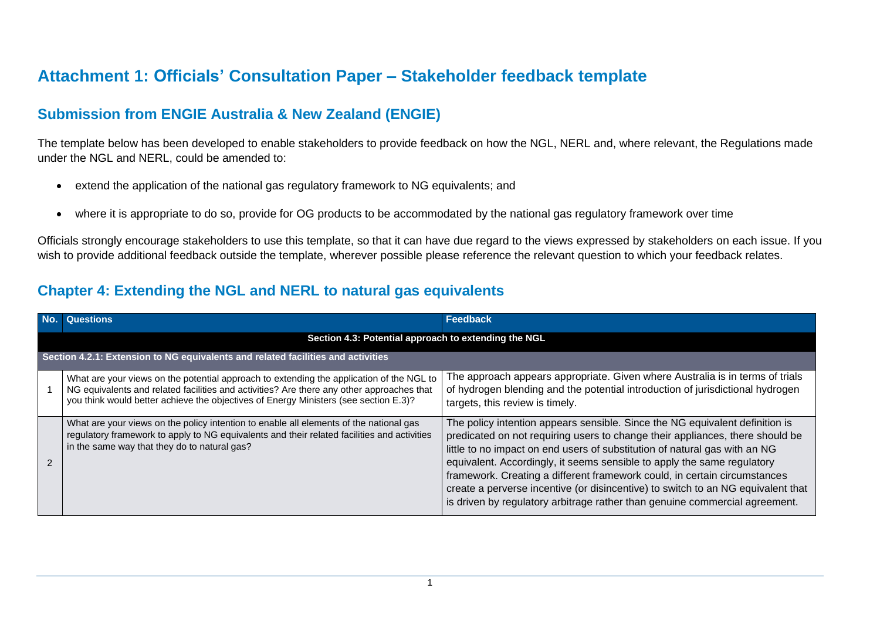# Attachment 1: Officials' Consultation Paper – Stakeholder feedback template

## Submission from ENGIE Australia & New Zealand (ENGIE)

The template below has been developed to enable stakeholders to provide feedback on how the NGL, NERL and, where relevant, the Regulations made under the NGL and NERL, could be amended to:

- extend the application of the national gas regulatory framework to NG equivalents; and
- where it is appropriate to do so, provide for OG products to be accommodated by the national gas regulatory framework over time

Officials strongly encourage stakeholders to use this template, so that it can have due regard to the views expressed by stakeholders on each issue. If you wish to provide additional feedback outside the template, wherever possible please reference the relevant question to which your feedback relates.

## Chapter 4: Extending the NGL and NERL to natural gas equivalents

| No. | Questions | Feedback |
|---|---|---|
| | **Section 4.3: Potential approach to extending the NGL** | |
| | **Section 4.2.1: Extension to NG equivalents and related facilities and activities** | |
| 1 | What are your views on the potential approach to extending the application of the NGL to NG equivalents and related facilities and activities? Are there any other approaches that you think would better achieve the objectives of Energy Ministers (see section E.3)? | The approach appears appropriate. Given where Australia is in terms of trials of hydrogen blending and the potential introduction of jurisdictional hydrogen targets, this review is timely. |
| 2 | What are your views on the policy intention to enable all elements of the national gas regulatory framework to apply to NG equivalents and their related facilities and activities in the same way that they do to natural gas? | The policy intention appears sensible. Since the NG equivalent definition is predicated on not requiring users to change their appliances, there should be little to no impact on end users of substitution of natural gas with an NG equivalent. Accordingly, it seems sensible to apply the same regulatory framework. Creating a different framework could, in certain circumstances create a perverse incentive (or disincentive) to switch to an NG equivalent that is driven by regulatory arbitrage rather than genuine commercial agreement. |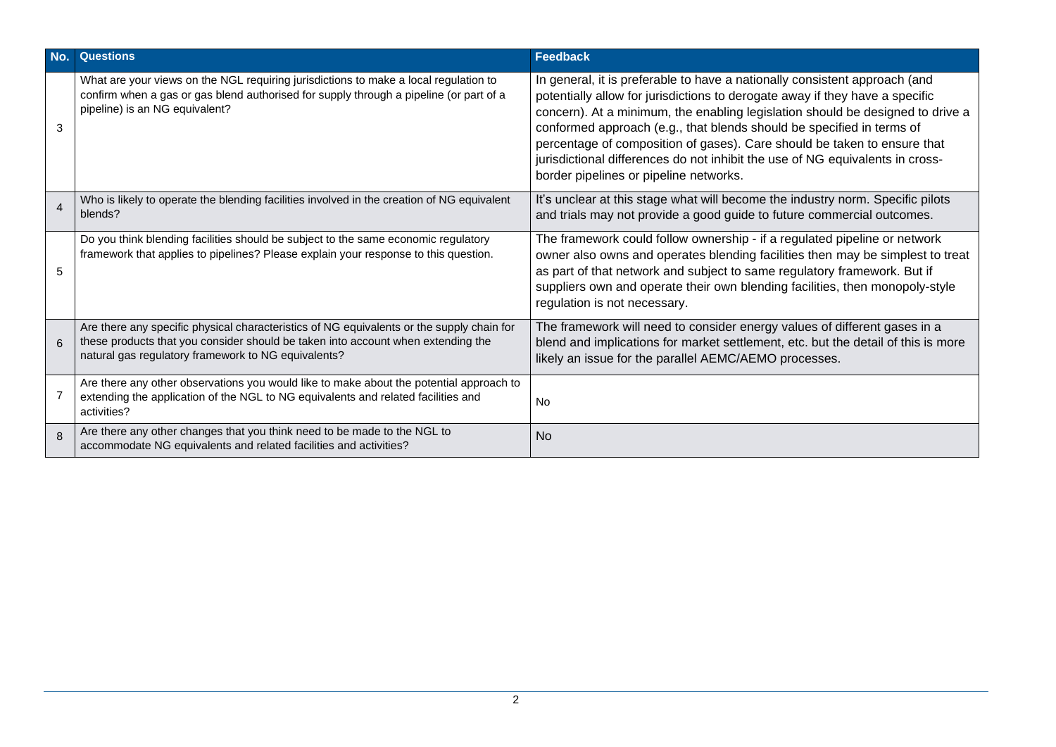| No. | Questions | Feedback |
| --- | --- | --- |
| 3 | What are your views on the NGL requiring jurisdictions to make a local regulation to confirm when a gas or gas blend authorised for supply through a pipeline (or part of a pipeline) is an NG equivalent? | In general, it is preferable to have a nationally consistent approach (and potentially allow for jurisdictions to derogate away if they have a specific concern). At a minimum, the enabling legislation should be designed to drive a conformed approach (e.g., that blends should be specified in terms of percentage of composition of gases). Care should be taken to ensure that jurisdictional differences do not inhibit the use of NG equivalents in cross-border pipelines or pipeline networks. |
| 4 | Who is likely to operate the blending facilities involved in the creation of NG equivalent blends? | It's unclear at this stage what will become the industry norm. Specific pilots and trials may not provide a good guide to future commercial outcomes. |
| 5 | Do you think blending facilities should be subject to the same economic regulatory framework that applies to pipelines? Please explain your response to this question. | The framework could follow ownership - if a regulated pipeline or network owner also owns and operates blending facilities then may be simplest to treat as part of that network and subject to same regulatory framework. But if suppliers own and operate their own blending facilities, then monopoly-style regulation is not necessary. |
| 6 | Are there any specific physical characteristics of NG equivalents or the supply chain for these products that you consider should be taken into account when extending the natural gas regulatory framework to NG equivalents? | The framework will need to consider energy values of different gases in a blend and implications for market settlement, etc. but the detail of this is more likely an issue for the parallel AEMC/AEMO processes. |
| 7 | Are there any other observations you would like to make about the potential approach to extending the application of the NGL to NG equivalents and related facilities and activities? | No |
| 8 | Are there any other changes that you think need to be made to the NGL to accommodate NG equivalents and related facilities and activities? | No |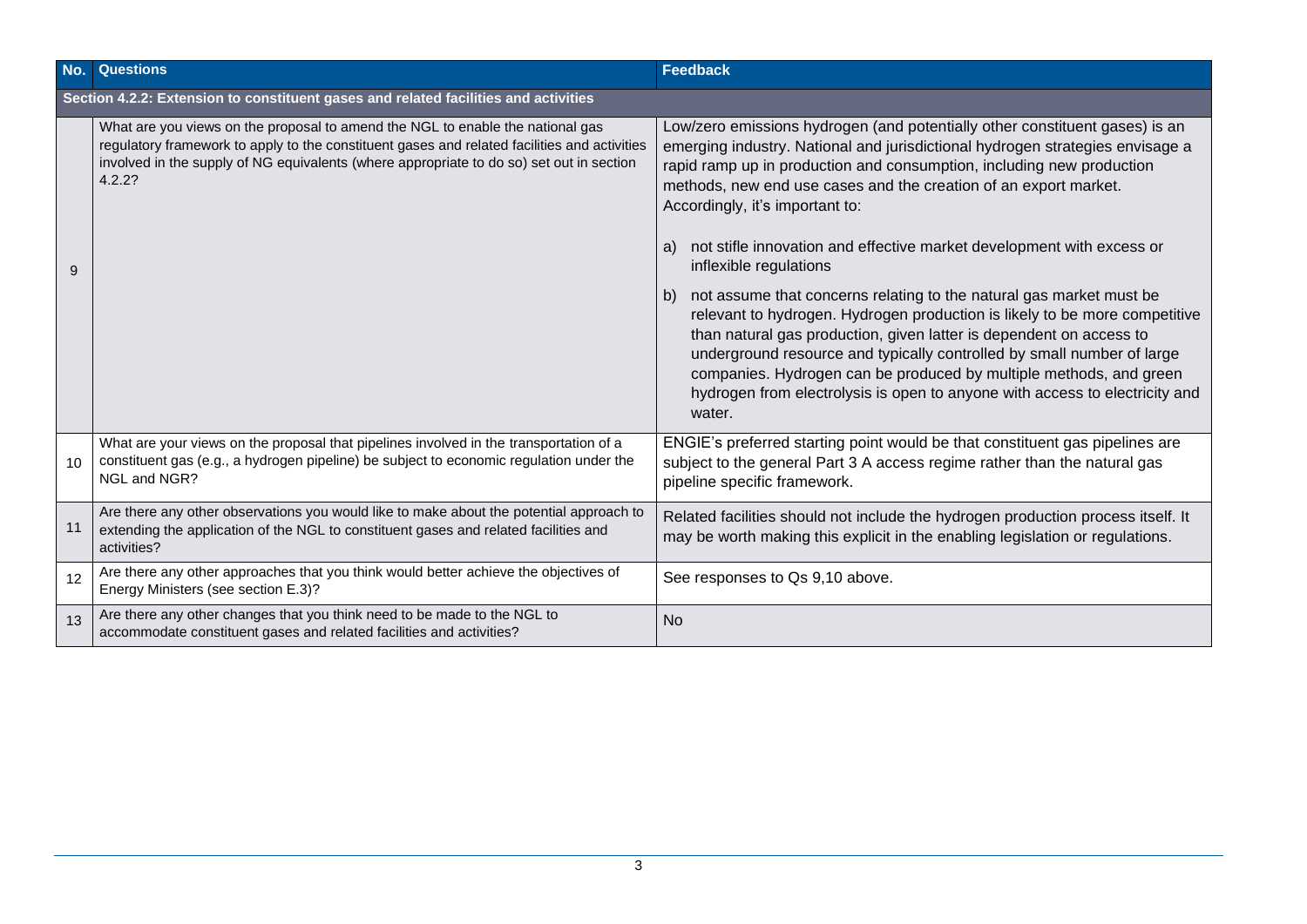| No. | Questions | Feedback |
|---|---|---|
| **Section 4.2.2: Extension to constituent gases and related facilities and activities** | | |
| 9 | What are you views on the proposal to amend the NGL to enable the national gas regulatory framework to apply to the constituent gases and related facilities and activities involved in the supply of NG equivalents (where appropriate to do so) set out in section 4.2.2? | Low/zero emissions hydrogen (and potentially other constituent gases) is an emerging industry. National and jurisdictional hydrogen strategies envisage a rapid ramp up in production and consumption, including new production methods, new end use cases and the creation of an export market. Accordingly, it's important to:<br><br>a) not stifle innovation and effective market development with excess or inflexible regulations<br><br>b) not assume that concerns relating to the natural gas market must be relevant to hydrogen. Hydrogen production is likely to be more competitive than natural gas production, given latter is dependent on access to underground resource and typically controlled by small number of large companies. Hydrogen can be produced by multiple methods, and green hydrogen from electrolysis is open to anyone with access to electricity and water. |
| 10 | What are your views on the proposal that pipelines involved in the transportation of a constituent gas (e.g., a hydrogen pipeline) be subject to economic regulation under the NGL and NGR? | ENGIE's preferred starting point would be that constituent gas pipelines are subject to the general Part 3 A access regime rather than the natural gas pipeline specific framework. |
| 11 | Are there any other observations you would like to make about the potential approach to extending the application of the NGL to constituent gases and related facilities and activities? | Related facilities should not include the hydrogen production process itself. It may be worth making this explicit in the enabling legislation or regulations. |
| 12 | Are there any other approaches that you think would better achieve the objectives of Energy Ministers (see section E.3)? | See responses to Qs 9,10 above. |
| 13 | Are there any other changes that you think need to be made to the NGL to accommodate constituent gases and related facilities and activities? | No |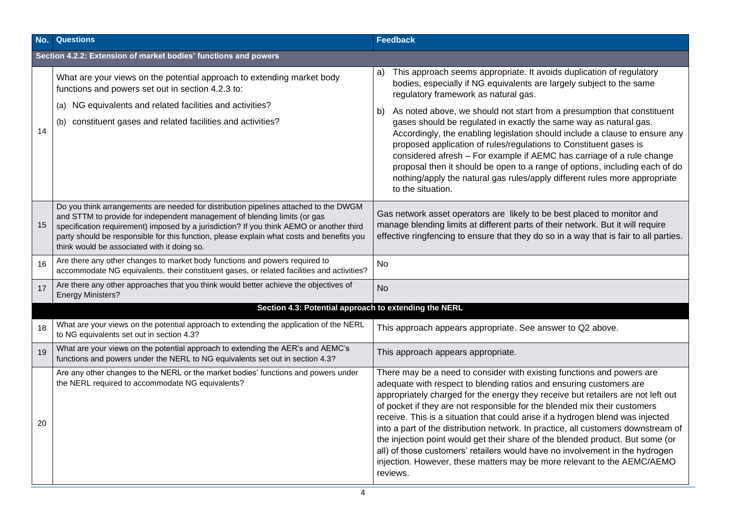| No. | Questions | Feedback |
|---|---|---|
| **Section 4.2.2: Extension of market bodies' functions and powers** | | |
| 14 | What are your views on the potential approach to extending market body functions and powers set out in section 4.2.3 to:<br>(a) NG equivalents and related facilities and activities?<br>(b) constituent gases and related facilities and activities? | a) This approach seems appropriate. It avoids duplication of regulatory bodies, especially if NG equivalents are largely subject to the same regulatory framework as natural gas.<br>b) As noted above, we should not start from a presumption that constituent gases should be regulated in exactly the same way as natural gas. Accordingly, the enabling legislation should include a clause to ensure any proposed application of rules/regulations to Constituent gases is considered afresh – For example if AEMC has carriage of a rule change proposal then it should be open to a range of options, including each of do nothing/apply the natural gas rules/apply different rules more appropriate to the situation. |
| 15 | Do you think arrangements are needed for distribution pipelines attached to the DWGM and STTM to provide for independent management of blending limits (or gas specification requirement) imposed by a jurisdiction? If you think AEMO or another third party should be responsible for this function, please explain what costs and benefits you think would be associated with it doing so. | Gas network asset operators are likely to be best placed to monitor and manage blending limits at different parts of their network. But it will require effective ringfencing to ensure that they do so in a way that is fair to all parties. |
| 16 | Are there any other changes to market body functions and powers required to accommodate NG equivalents, their constituent gases, or related facilities and activities? | No |
| 17 | Are there any other approaches that you think would better achieve the objectives of Energy Ministers? | No |
| **Section 4.3: Potential approach to extending the NERL** | | |
| 18 | What are your views on the potential approach to extending the application of the NERL to NG equivalents set out in section 4.3? | This approach appears appropriate. See answer to Q2 above. |
| 19 | What are your views on the potential approach to extending the AER's and AEMC's functions and powers under the NERL to NG equivalents set out in section 4.3? | This approach appears appropriate. |
| 20 | Are any other changes to the NERL or the market bodies' functions and powers under the NERL required to accommodate NG equivalents? | There may be a need to consider with existing functions and powers are adequate with respect to blending ratios and ensuring customers are appropriately charged for the energy they receive but retailers are not left out of pocket if they are not responsible for the blended mix their customers receive. This is a situation that could arise if a hydrogen blend was injected into a part of the distribution network. In practice, all customers downstream of the injection point would get their share of the blended product. But some (or all) of those customers' retailers would have no involvement in the hydrogen injection. However, these matters may be more relevant to the AEMC/AEMO reviews. |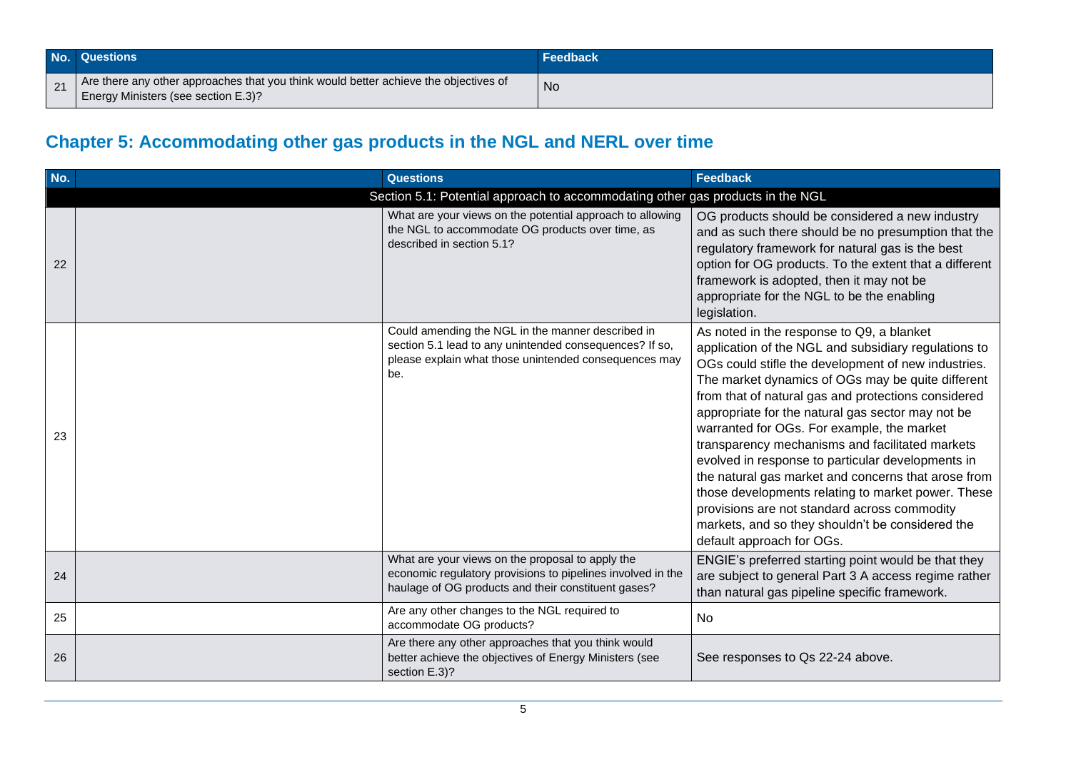| No. | Questions | Feedback |
|---|---|---|
| 21 | Are there any other approaches that you think would better achieve the objectives of Energy Ministers (see section E.3)? | No |

## Chapter 5: Accommodating other gas products in the NGL and NERL over time

| No. | | Questions | Feedback |
|---|---|---|---|
| | Section 5.1: Potential approach to accommodating other gas products in the NGL | | |
| 22 | | What are your views on the potential approach to allowing the NGL to accommodate OG products over time, as described in section 5.1? | OG products should be considered a new industry and as such there should be no presumption that the regulatory framework for natural gas is the best option for OG products. To the extent that a different framework is adopted, then it may not be appropriate for the NGL to be the enabling legislation. |
| 23 | | Could amending the NGL in the manner described in section 5.1 lead to any unintended consequences? If so, please explain what those unintended consequences may be. | As noted in the response to Q9, a blanket application of the NGL and subsidiary regulations to OGs could stifle the development of new industries. The market dynamics of OGs may be quite different from that of natural gas and protections considered appropriate for the natural gas sector may not be warranted for OGs. For example, the market transparency mechanisms and facilitated markets evolved in response to particular developments in the natural gas market and concerns that arose from those developments relating to market power. These provisions are not standard across commodity markets, and so they shouldn't be considered the default approach for OGs. |
| 24 | | What are your views on the proposal to apply the economic regulatory provisions to pipelines involved in the haulage of OG products and their constituent gases? | ENGIE's preferred starting point would be that they are subject to general Part 3 A access regime rather than natural gas pipeline specific framework. |
| 25 | | Are any other changes to the NGL required to accommodate OG products? | No |
| 26 | | Are there any other approaches that you think would better achieve the objectives of Energy Ministers (see section E.3)? | See responses to Qs 22-24 above. |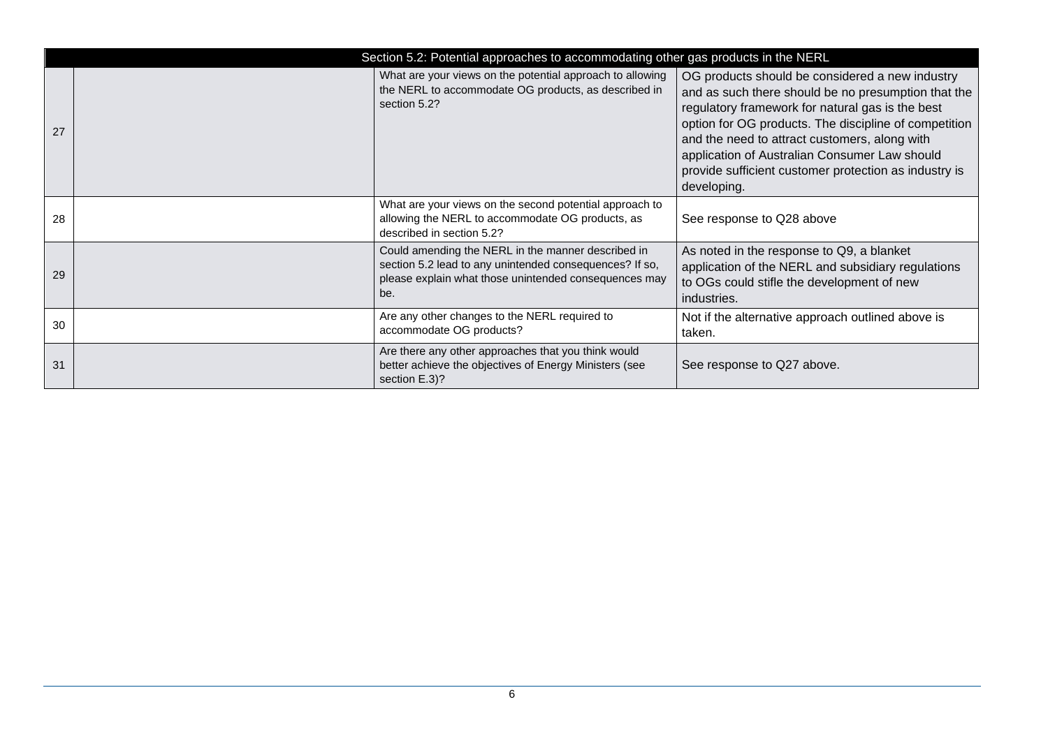| Section 5.2: Potential approaches to accommodating other gas products in the NERL | | | |
|---|---|---|---|
| 27 | | What are your views on the potential approach to allowing the NERL to accommodate OG products, as described in section 5.2? | OG products should be considered a new industry and as such there should be no presumption that the regulatory framework for natural gas is the best option for OG products. The discipline of competition and the need to attract customers, along with application of Australian Consumer Law should provide sufficient customer protection as industry is developing. |
| 28 | | What are your views on the second potential approach to allowing the NERL to accommodate OG products, as described in section 5.2? | See response to Q28 above |
| 29 | | Could amending the NERL in the manner described in section 5.2 lead to any unintended consequences? If so, please explain what those unintended consequences may be. | As noted in the response to Q9, a blanket application of the NERL and subsidiary regulations to OGs could stifle the development of new industries. |
| 30 | | Are any other changes to the NERL required to accommodate OG products? | Not if the alternative approach outlined above is taken. |
| 31 | | Are there any other approaches that you think would better achieve the objectives of Energy Ministers (see section E.3)? | See response to Q27 above. |